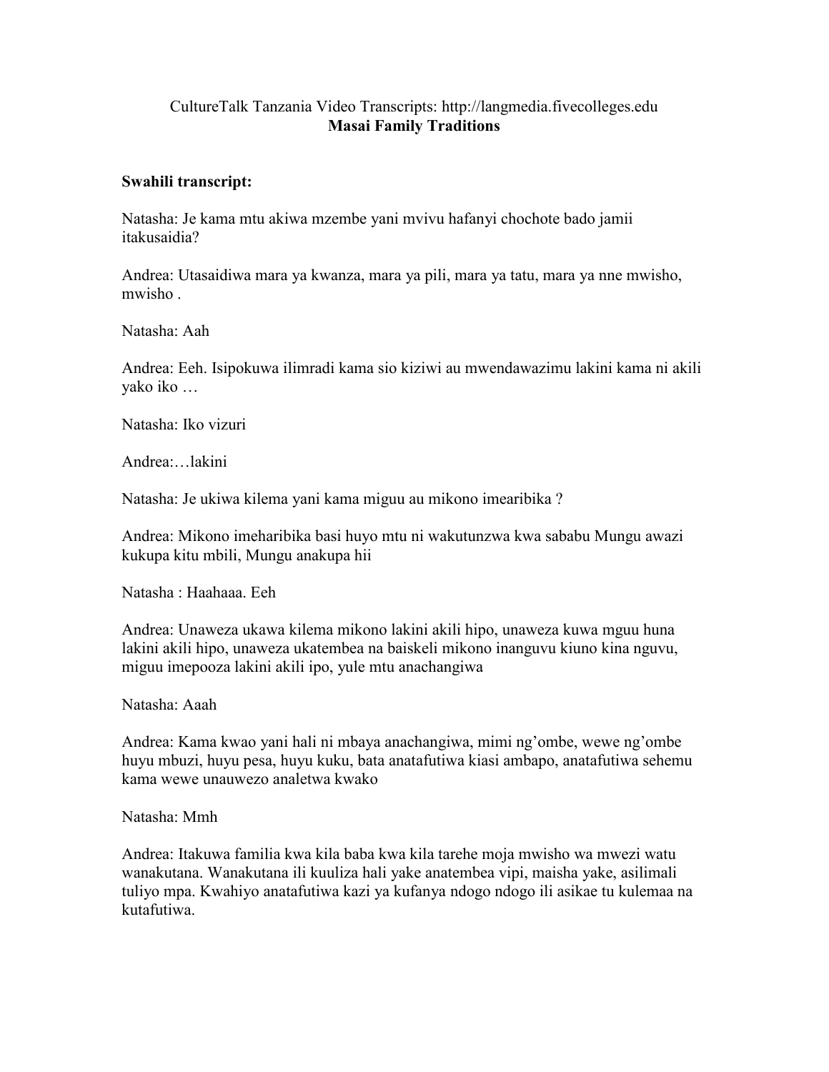CultureTalk Tanzania Video Transcripts: http://langmedia.fivecolleges.edu

# Masai Family Traditions

**Swahili transcript:**

Natasha: Je kama mtu akiwa mzembe yani mvivu hafanyi chochote bado jamii itakusaidia?

Andrea: Utasaidiwa mara ya kwanza, mara ya pili, mara ya tatu, mara ya nne mwisho, mwisho .

Natasha: Aah

Andrea: Eeh. Isipokuwa ilimradi kama sio kiziwi au mwendawazimu lakini kama ni akili yako iko …

Natasha: Iko vizuri

Andrea:…lakini

Natasha: Je ukiwa kilema yani kama miguu au mikono imearibika ?

Andrea: Mikono imeharibika basi huyo mtu ni wakutunzwa kwa sababu Mungu awazi kukupa kitu mbili, Mungu anakupa hii

Natasha : Haahaaa. Eeh

Andrea: Unaweza ukawa kilema mikono lakini akili hipo, unaweza kuwa mguu huna lakini akili hipo, unaweza ukatembea na baiskeli mikono inanguvu kiuno kina nguvu, miguu imepooza lakini akili ipo, yule mtu anachangiwa

Natasha: Aaah

Andrea: Kama kwao yani hali ni mbaya anachangiwa, mimi ng'ombe, wewe ng'ombe huyu mbuzi, huyu pesa, huyu kuku, bata anatafutiwa kiasi ambapo, anatafutiwa sehemu kama wewe unauwezo analetwa kwako

Natasha: Mmh

Andrea: Itakuwa familia kwa kila baba kwa kila tarehe moja mwisho wa mwezi watu wanakutana. Wanakutana ili kuuliza hali yake anatembea vipi, maisha yake, asilimali tuliyo mpa. Kwahiyo anatafutiwa kazi ya kufanya ndogo ndogo ili asikae tu kulemaa na kutafutiwa.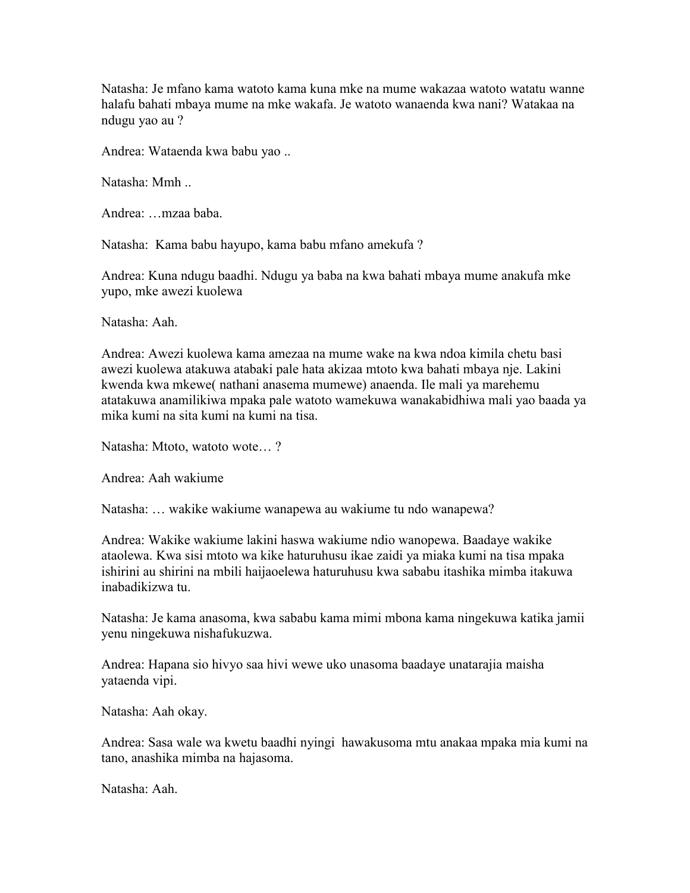Natasha: Je mfano kama watoto kama kuna mke na mume wakazaa watoto watatu wanne halafu bahati mbaya mume na mke wakafa. Je watoto wanaenda kwa nani? Watakaa na ndugu yao au ?

Andrea: Wataenda kwa babu yao ..

Natasha: Mmh ..

Andrea: …mzaa baba.

Natasha:  Kama babu hayupo, kama babu mfano amekufa ?

Andrea: Kuna ndugu baadhi. Ndugu ya baba na kwa bahati mbaya mume anakufa mke yupo, mke awezi kuolewa

Natasha: Aah.

Andrea: Awezi kuolewa kama amezaa na mume wake na kwa ndoa kimila chetu basi awezi kuolewa atakuwa atabaki pale hata akizaa mtoto kwa bahati mbaya nje. Lakini kwenda kwa mkewe( nathani anasema mumewe) anaenda. Ile mali ya marehemu atatakuwa anamilikiwa mpaka pale watoto wamekuwa wanakabidhiwa mali yao baada ya mika kumi na sita kumi na kumi na tisa.

Natasha: Mtoto, watoto wote… ?

Andrea: Aah wakiume

Natasha: … wakike wakiume wanapewa au wakiume tu ndo wanapewa?

Andrea: Wakike wakiume lakini haswa wakiume ndio wanopewa. Baadaye wakike ataolewa. Kwa sisi mtoto wa kike haturuhusu ikae zaidi ya miaka kumi na tisa mpaka ishirini au shirini na mbili haijaoelewa haturuhusu kwa sababu itashika mimba itakuwa inabadikizwa tu.

Natasha: Je kama anasoma, kwa sababu kama mimi mbona kama ningekuwa katika jamii yenu ningekuwa nishafukuzwa.

Andrea: Hapana sio hivyo saa hivi wewe uko unasoma baadaye unatarajia maisha yataenda vipi.

Natasha: Aah okay.

Andrea: Sasa wale wa kwetu baadhi nyingi  hawakusoma mtu anakaa mpaka mia kumi na tano, anashika mimba na hajasoma.

Natasha: Aah.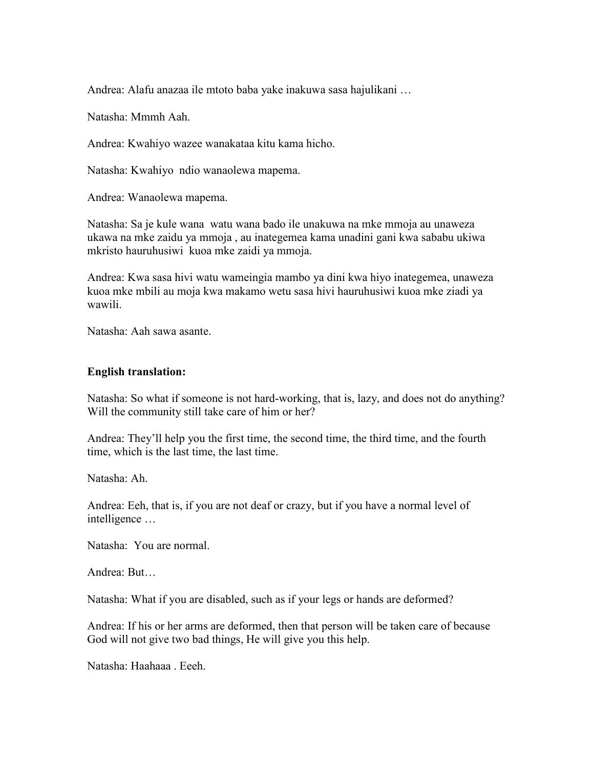Andrea: Alafu anazaa ile mtoto baba yake inakuwa sasa hajulikani …

Natasha: Mmmh Aah.

Andrea: Kwahiyo wazee wanakataa kitu kama hicho.

Natasha: Kwahiyo  ndio wanaolewa mapema.

Andrea: Wanaolewa mapema.

Natasha: Sa je kule wana  watu wana bado ile unakuwa na mke mmoja au unaweza ukawa na mke zaidu ya mmoja , au inategemea kama unadini gani kwa sababu ukiwa mkristo hauruhusiwi  kuoa mke zaidi ya mmoja.

Andrea: Kwa sasa hivi watu wameingia mambo ya dini kwa hiyo inategemea, unaweza kuoa mke mbili au moja kwa makamo wetu sasa hivi hauruhusiwi kuoa mke ziadi ya wawili.

Natasha: Aah sawa asante.

**English translation:**

Natasha: So what if someone is not hard-working, that is, lazy, and does not do anything? Will the community still take care of him or her?

Andrea: They'll help you the first time, the second time, the third time, and the fourth time, which is the last time, the last time.

Natasha: Ah.

Andrea: Eeh, that is, if you are not deaf or crazy, but if you have a normal level of intelligence …

Natasha:  You are normal.

Andrea: But…

Natasha: What if you are disabled, such as if your legs or hands are deformed?

Andrea: If his or her arms are deformed, then that person will be taken care of because God will not give two bad things, He will give you this help.

Natasha: Haahaaa . Eeeh.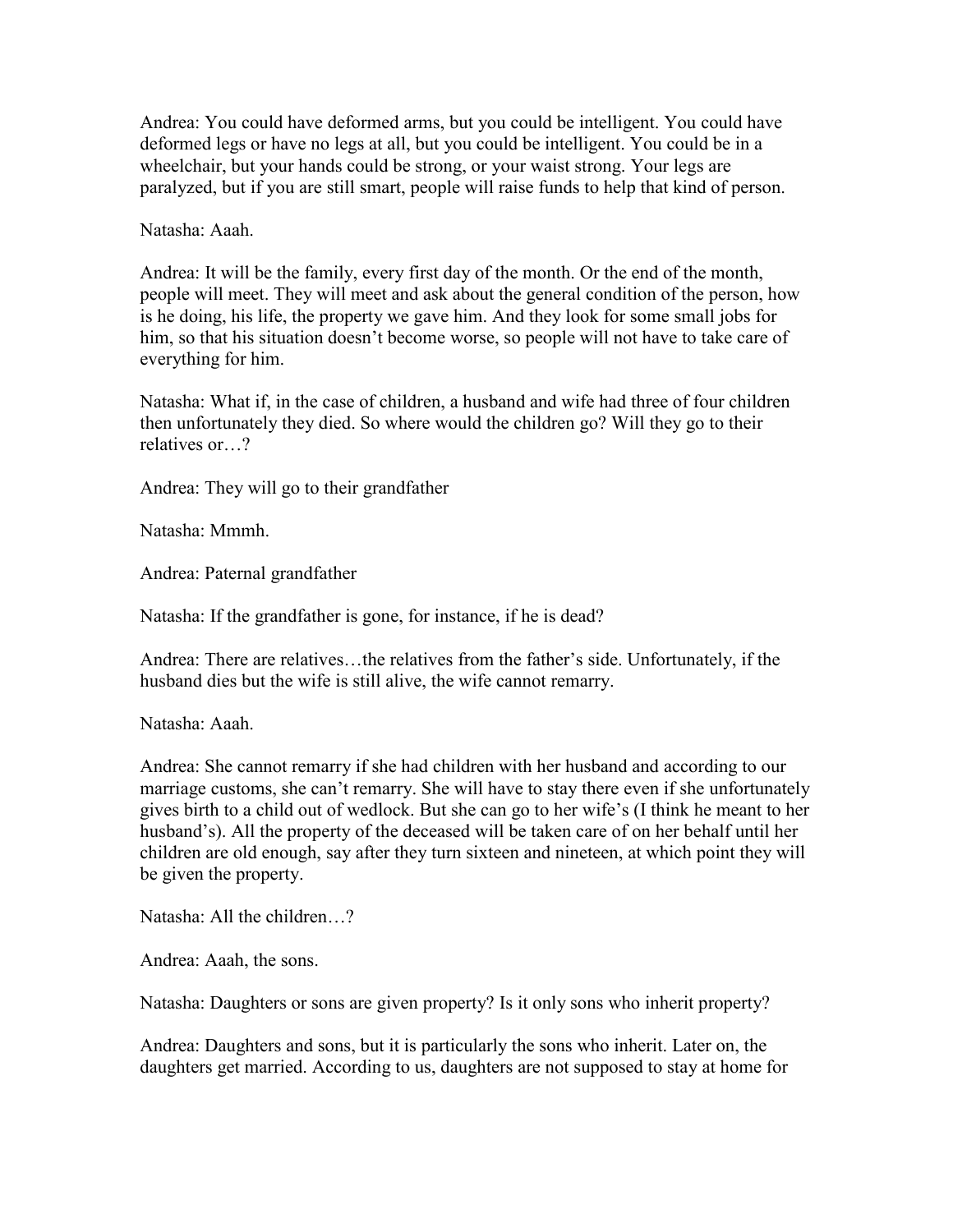Andrea: You could have deformed arms, but you could be intelligent. You could have deformed legs or have no legs at all, but you could be intelligent. You could be in a wheelchair, but your hands could be strong, or your waist strong. Your legs are paralyzed, but if you are still smart, people will raise funds to help that kind of person.

Natasha: Aaah.

Andrea: It will be the family, every first day of the month. Or the end of the month, people will meet. They will meet and ask about the general condition of the person, how is he doing, his life, the property we gave him. And they look for some small jobs for him, so that his situation doesn't become worse, so people will not have to take care of everything for him.

Natasha: What if, in the case of children, a husband and wife had three of four children then unfortunately they died. So where would the children go? Will they go to their relatives or…?

Andrea: They will go to their grandfather

Natasha: Mmmh.

Andrea: Paternal grandfather

Natasha: If the grandfather is gone, for instance, if he is dead?

Andrea: There are relatives…the relatives from the father's side. Unfortunately, if the husband dies but the wife is still alive, the wife cannot remarry.

Natasha: Aaah.

Andrea: She cannot remarry if she had children with her husband and according to our marriage customs, she can't remarry. She will have to stay there even if she unfortunately gives birth to a child out of wedlock. But she can go to her wife's (I think he meant to her husband's). All the property of the deceased will be taken care of on her behalf until her children are old enough, say after they turn sixteen and nineteen, at which point they will be given the property.

Natasha: All the children…?

Andrea: Aaah, the sons.

Natasha: Daughters or sons are given property? Is it only sons who inherit property?

Andrea: Daughters and sons, but it is particularly the sons who inherit. Later on, the daughters get married. According to us, daughters are not supposed to stay at home for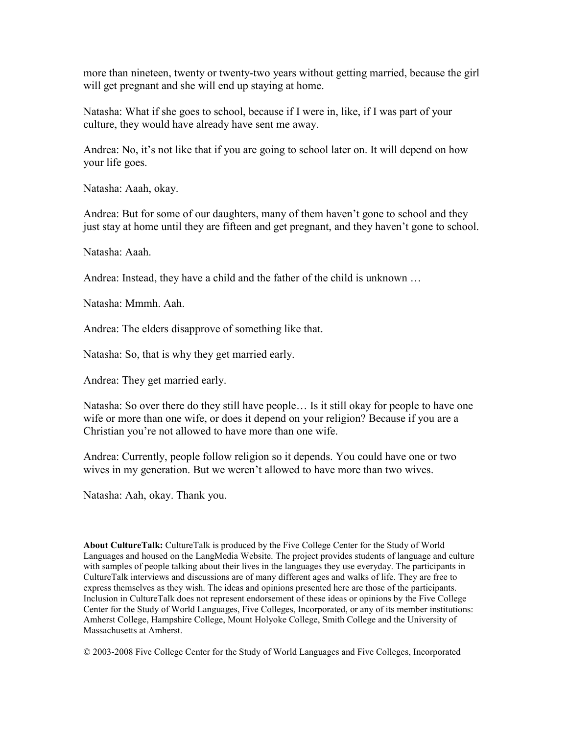more than nineteen, twenty or twenty-two years without getting married, because the girl will get pregnant and she will end up staying at home.

Natasha: What if she goes to school, because if I were in, like, if I was part of your culture, they would have already have sent me away.

Andrea: No, it's not like that if you are going to school later on. It will depend on how your life goes.

Natasha: Aaah, okay.

Andrea: But for some of our daughters, many of them haven't gone to school and they just stay at home until they are fifteen and get pregnant, and they haven't gone to school.

Natasha: Aaah.

Andrea: Instead, they have a child and the father of the child is unknown …

Natasha: Mmmh. Aah.

Andrea: The elders disapprove of something like that.

Natasha: So, that is why they get married early.

Andrea: They get married early.

Natasha: So over there do they still have people… Is it still okay for people to have one wife or more than one wife, or does it depend on your religion? Because if you are a Christian you're not allowed to have more than one wife.

Andrea: Currently, people follow religion so it depends. You could have one or two wives in my generation. But we weren't allowed to have more than two wives.

Natasha: Aah, okay. Thank you.

**About CultureTalk:** CultureTalk is produced by the Five College Center for the Study of World Languages and housed on the LangMedia Website. The project provides students of language and culture with samples of people talking about their lives in the languages they use everyday. The participants in CultureTalk interviews and discussions are of many different ages and walks of life. They are free to express themselves as they wish. The ideas and opinions presented here are those of the participants. Inclusion in CultureTalk does not represent endorsement of these ideas or opinions by the Five College Center for the Study of World Languages, Five Colleges, Incorporated, or any of its member institutions: Amherst College, Hampshire College, Mount Holyoke College, Smith College and the University of Massachusetts at Amherst.

© 2003-2008 Five College Center for the Study of World Languages and Five Colleges, Incorporated